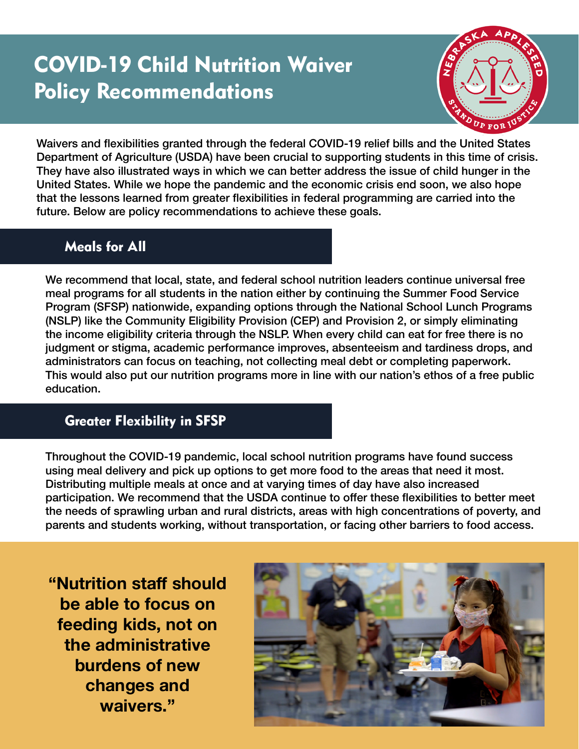# COVID-19 Child Nutrition Waiver Policy Recommendations

Waivers and flexibilities granted through the federal COVID-19 relief bills and the United States Department of Agriculture (USDA) have been crucial to supporting students in this time of crisis. They have also illustrated ways in which we can better address the issue of child hunger in the United States. While we hope the pandemic and the economic crisis end soon, we also hope that the lessons learned from greater flexibilities in federal programming are carried into the future. Below are policy recommendations to achieve these goals.

## Meals for All

We recommend that local, state, and federal school nutrition leaders continue universal free meal programs for all students in the nation either by continuing the Summer Food Service Program (SFSP) nationwide, expanding options through the National School Lunch Programs (NSLP) like the Community Eligibility Provision (CEP) and Provision 2, or simply eliminating the income eligibility criteria through the NSLP. When every child can eat for free there is no judgment or stigma, academic performance improves, absenteeism and tardiness drops, and administrators can focus on teaching, not collecting meal debt or completing paperwork. This would also put our nutrition programs more in line with our nation's ethos of a free public education.

## Greater Flexibility in SFSP

Throughout the COVID-19 pandemic, local school nutrition programs have found success using meal delivery and pick up options to get more food to the areas that need it most. Distributing multiple meals at once and at varying times of day have also increased participation. We recommend that the USDA continue to offer these flexibilities to better meet the needs of sprawling urban and rural districts, areas with high concentrations of poverty, and parents and students working, without transportation, or facing other barriers to food access.

**"Nutrition staff should be able to focus on feeding kids, not on the administrative burdens of new changes and waivers."**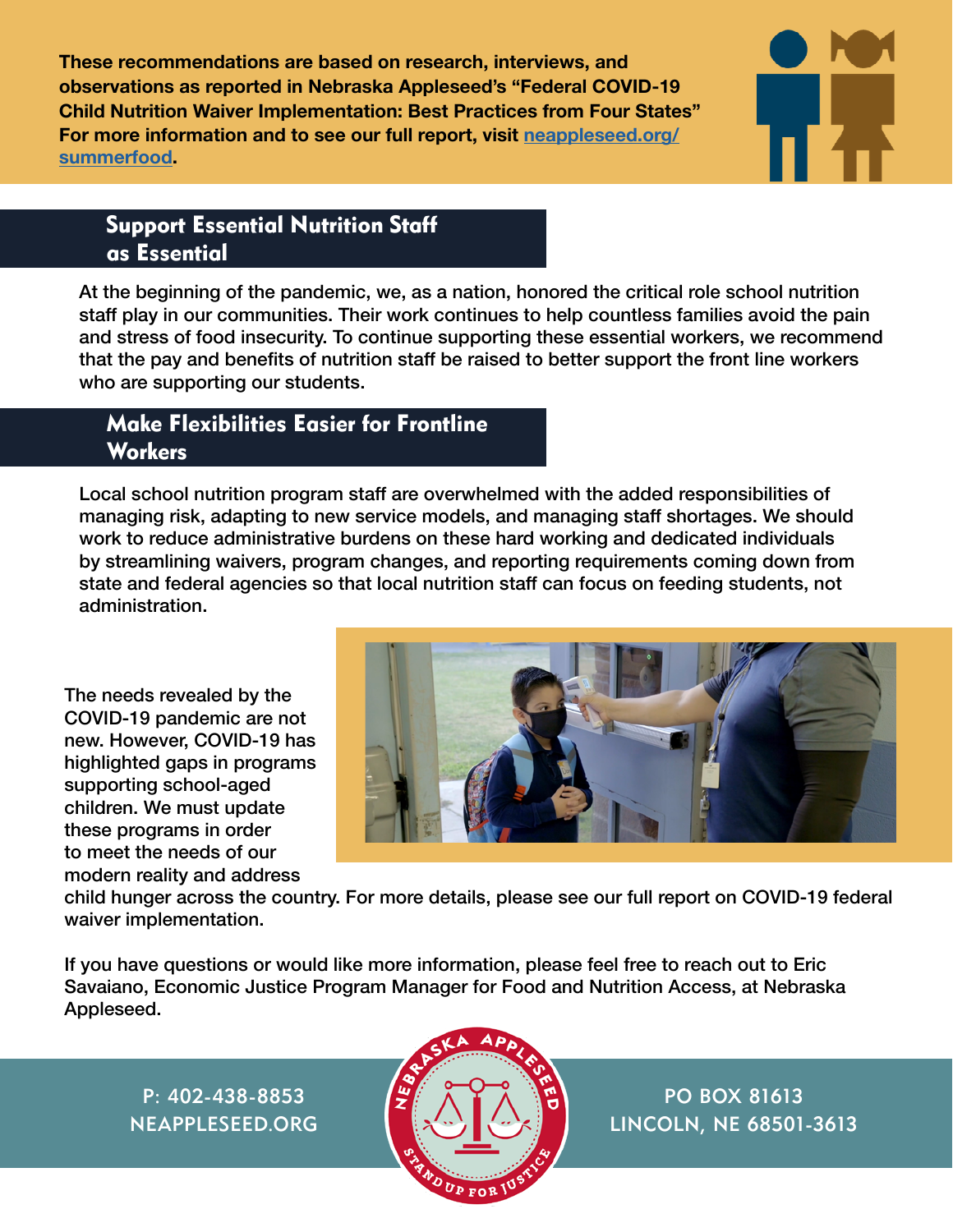**These recommendations are based on research, interviews, and observations as reported in Nebraska Appleseed's "Federal COVID-19 Child Nutrition Waiver Implementation: Best Practices from Four States" For more information and to see our full report, visit neappleseed.org/summerfood.**

## Support Essential Nutrition Staff as Essential

At the beginning of the pandemic, we, as a nation, honored the critical role school nutrition staff play in our communities. Their work continues to help countless families avoid the pain and stress of food insecurity. To continue supporting these essential workers, we recommend that the pay and benefits of nutrition staff be raised to better support the front line workers who are supporting our students.

## Make Flexibilities Easier for Frontline Workers

Local school nutrition program staff are overwhelmed with the added responsibilities of managing risk, adapting to new service models, and managing staff shortages. We should work to reduce administrative burdens on these hard working and dedicated individuals by streamlining waivers, program changes, and reporting requirements coming down from state and federal agencies so that local nutrition staff can focus on feeding students, not administration.

The needs revealed by the COVID-19 pandemic are not new. However, COVID-19 has highlighted gaps in programs supporting school-aged children. We must update these programs in order to meet the needs of our modern reality and address child hunger across the country. For more details, please see our full report on COVID-19 federal waiver implementation.

If you have questions or would like more information, please feel free to reach out to Eric Savaiano, Economic Justice Program Manager for Food and Nutrition Access, at Nebraska Appleseed.

P: 402-438-8853
NEAPPLESEED.ORG

NEBRASKA APPLESEED
STAND UP FOR JUSTICE

PO BOX 81613
LINCOLN, NE 68501-3613